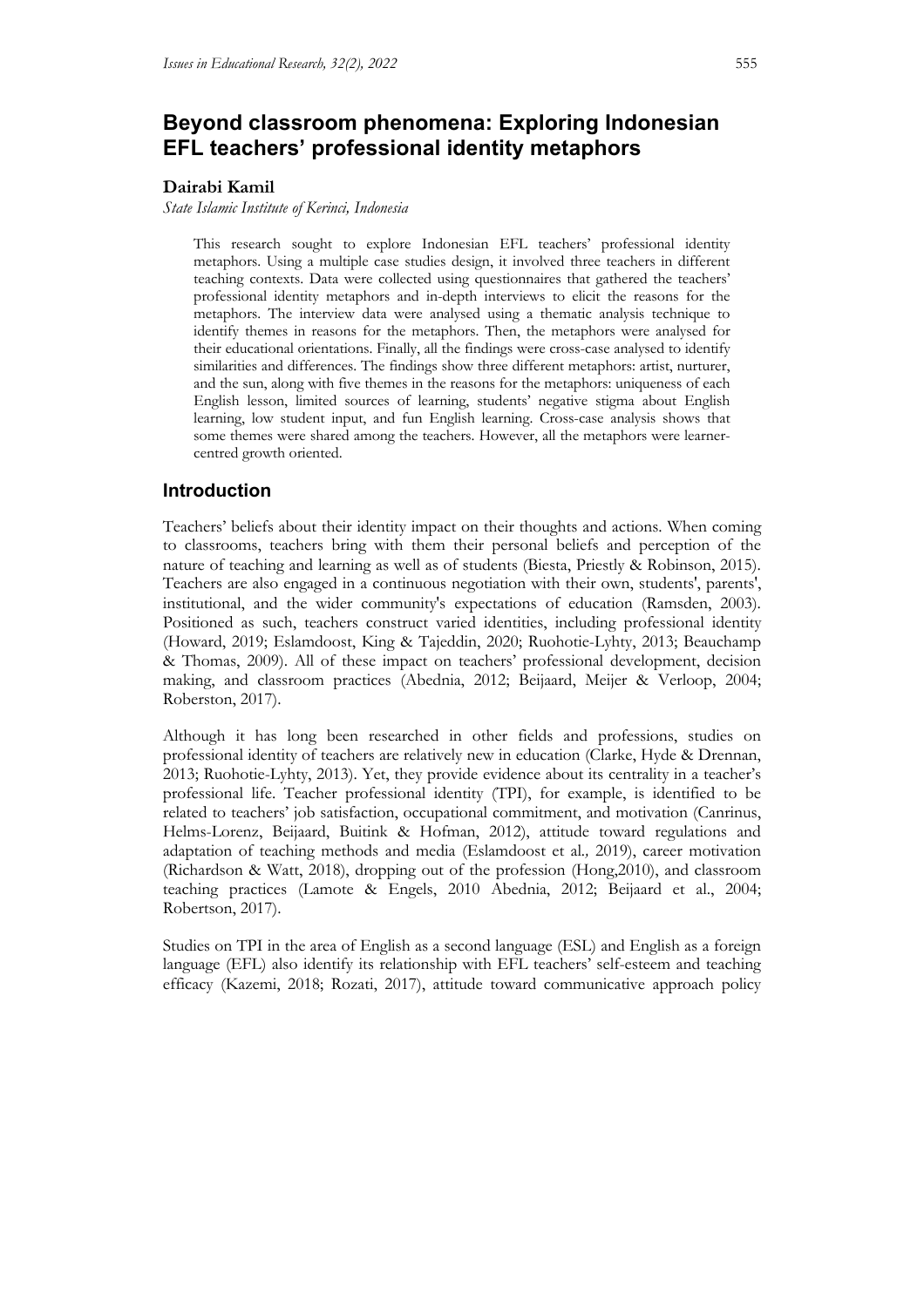# Beyond classroom phenomena: Exploring Indonesian EFL teachers' professional identity metaphors

**Dairabi Kamil**

*State Islamic Institute of Kerinci, Indonesia*

> This research sought to explore Indonesian EFL teachers' professional identity metaphors. Using a multiple case studies design, it involved three teachers in different teaching contexts. Data were collected using questionnaires that gathered the teachers' professional identity metaphors and in-depth interviews to elicit the reasons for the metaphors. The interview data were analysed using a thematic analysis technique to identify themes in reasons for the metaphors. Then, the metaphors were analysed for their educational orientations. Finally, all the findings were cross-case analysed to identify similarities and differences. The findings show three different metaphors: artist, nurturer, and the sun, along with five themes in the reasons for the metaphors: uniqueness of each English lesson, limited sources of learning, students' negative stigma about English learning, low student input, and fun English learning. Cross-case analysis shows that some themes were shared among the teachers. However, all the metaphors were learner-centred growth oriented.

## Introduction

Teachers' beliefs about their identity impact on their thoughts and actions. When coming to classrooms, teachers bring with them their personal beliefs and perception of the nature of teaching and learning as well as of students (Biesta, Priestly & Robinson, 2015). Teachers are also engaged in a continuous negotiation with their own, students', parents', institutional, and the wider community's expectations of education (Ramsden, 2003). Positioned as such, teachers construct varied identities, including professional identity (Howard, 2019; Eslamdoost, King & Tajeddin, 2020; Ruohotie-Lyhty, 2013; Beauchamp & Thomas, 2009). All of these impact on teachers' professional development, decision making, and classroom practices (Abednia, 2012; Beijaard, Meijer & Verloop, 2004; Roberston, 2017).

Although it has long been researched in other fields and professions, studies on professional identity of teachers are relatively new in education (Clarke, Hyde & Drennan, 2013; Ruohotie-Lyhty, 2013). Yet, they provide evidence about its centrality in a teacher's professional life. Teacher professional identity (TPI), for example, is identified to be related to teachers' job satisfaction, occupational commitment, and motivation (Canrinus, Helms-Lorenz, Beijaard, Buitink & Hofman, 2012), attitude toward regulations and adaptation of teaching methods and media (Eslamdoost et al*.,* 2019), career motivation (Richardson & Watt, 2018), dropping out of the profession (Hong,2010), and classroom teaching practices (Lamote & Engels, 2010 Abednia, 2012; Beijaard et al., 2004; Robertson, 2017).

Studies on TPI in the area of English as a second language (ESL) and English as a foreign language (EFL) also identify its relationship with EFL teachers' self-esteem and teaching efficacy (Kazemi, 2018; Rozati, 2017), attitude toward communicative approach policy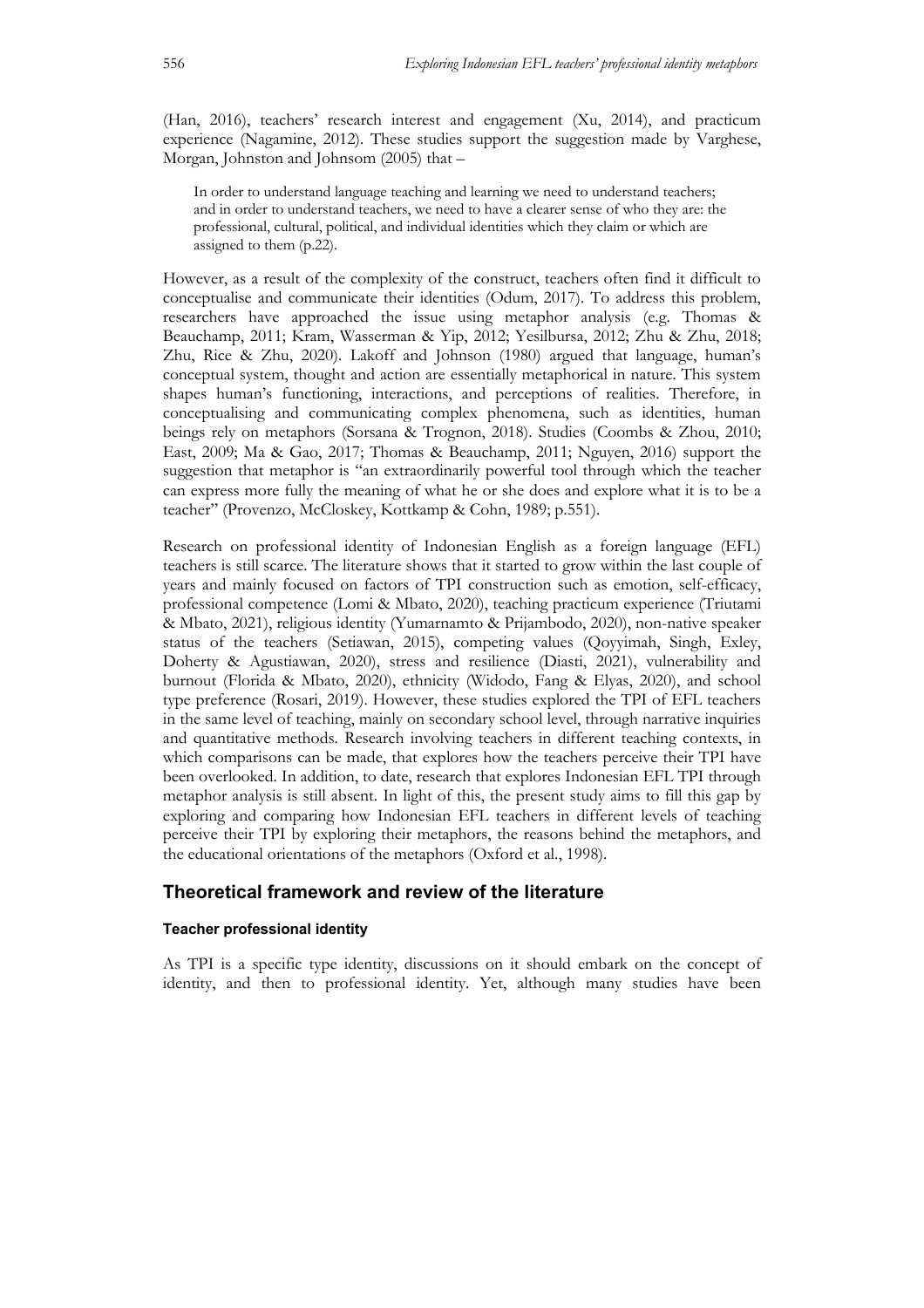(Han, 2016), teachers' research interest and engagement (Xu, 2014), and practicum experience (Nagamine, 2012). These studies support the suggestion made by Varghese, Morgan, Johnston and Johnsom (2005) that –

> In order to understand language teaching and learning we need to understand teachers; and in order to understand teachers, we need to have a clearer sense of who they are: the professional, cultural, political, and individual identities which they claim or which are assigned to them (p.22).

However, as a result of the complexity of the construct, teachers often find it difficult to conceptualise and communicate their identities (Odum, 2017). To address this problem, researchers have approached the issue using metaphor analysis (e.g. Thomas & Beauchamp, 2011; Kram, Wasserman & Yip, 2012; Yesilbursa, 2012; Zhu & Zhu, 2018; Zhu, Rice & Zhu, 2020). Lakoff and Johnson (1980) argued that language, human's conceptual system, thought and action are essentially metaphorical in nature. This system shapes human's functioning, interactions, and perceptions of realities. Therefore, in conceptualising and communicating complex phenomena, such as identities, human beings rely on metaphors (Sorsana & Trognon, 2018). Studies (Coombs & Zhou, 2010; East, 2009; Ma & Gao, 2017; Thomas & Beauchamp, 2011; Nguyen, 2016) support the suggestion that metaphor is "an extraordinarily powerful tool through which the teacher can express more fully the meaning of what he or she does and explore what it is to be a teacher" (Provenzo, McCloskey, Kottkamp & Cohn, 1989; p.551).

Research on professional identity of Indonesian English as a foreign language (EFL) teachers is still scarce. The literature shows that it started to grow within the last couple of years and mainly focused on factors of TPI construction such as emotion, self-efficacy, professional competence (Lomi & Mbato, 2020), teaching practicum experience (Triutami & Mbato, 2021), religious identity (Yumarnamto & Prijambodo, 2020), non-native speaker status of the teachers (Setiawan, 2015), competing values (Qoyyimah, Singh, Exley, Doherty & Agustiawan, 2020), stress and resilience (Diasti, 2021), vulnerability and burnout (Florida & Mbato, 2020), ethnicity (Widodo, Fang & Elyas, 2020), and school type preference (Rosari, 2019). However, these studies explored the TPI of EFL teachers in the same level of teaching, mainly on secondary school level, through narrative inquiries and quantitative methods. Research involving teachers in different teaching contexts, in which comparisons can be made, that explores how the teachers perceive their TPI have been overlooked. In addition, to date, research that explores Indonesian EFL TPI through metaphor analysis is still absent. In light of this, the present study aims to fill this gap by exploring and comparing how Indonesian EFL teachers in different levels of teaching perceive their TPI by exploring their metaphors, the reasons behind the metaphors, and the educational orientations of the metaphors (Oxford et al., 1998).

## Theoretical framework and review of the literature

### Teacher professional identity

As TPI is a specific type identity, discussions on it should embark on the concept of identity, and then to professional identity. Yet, although many studies have been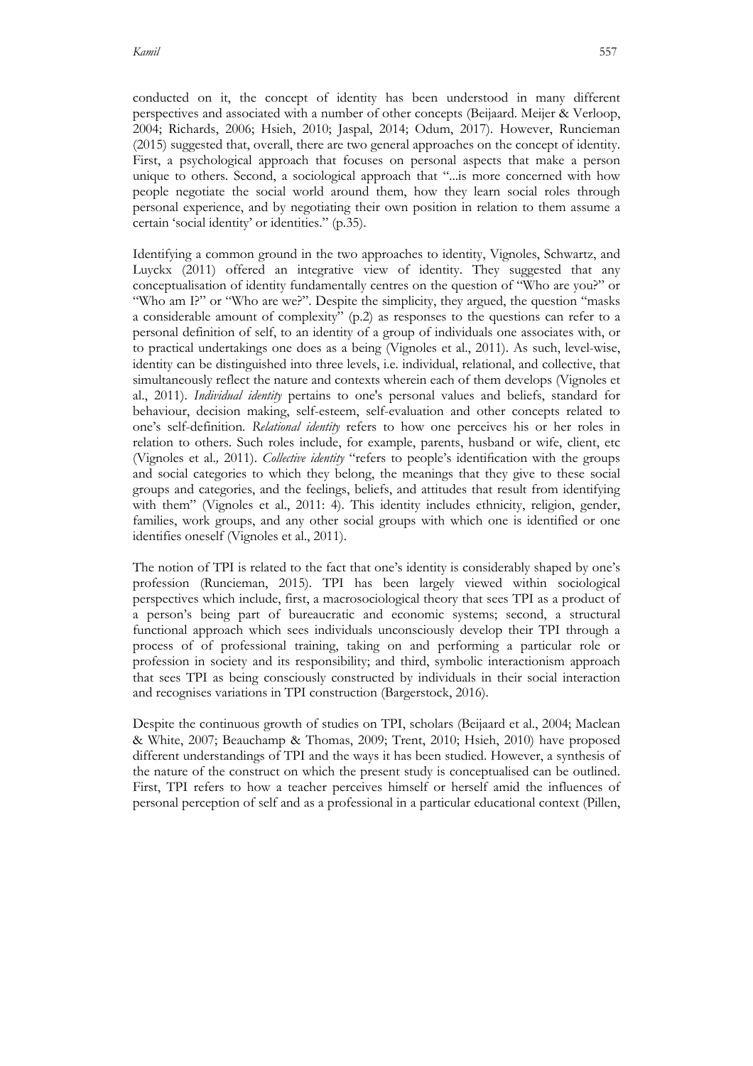conducted on it, the concept of identity has been understood in many different perspectives and associated with a number of other concepts (Beijaard. Meijer & Verloop, 2004; Richards, 2006; Hsieh, 2010; Jaspal, 2014; Odum, 2017). However, Runcieman (2015) suggested that, overall, there are two general approaches on the concept of identity. First, a psychological approach that focuses on personal aspects that make a person unique to others. Second, a sociological approach that "...is more concerned with how people negotiate the social world around them, how they learn social roles through personal experience, and by negotiating their own position in relation to them assume a certain 'social identity' or identities." (p.35).

Identifying a common ground in the two approaches to identity, Vignoles, Schwartz, and Luyckx (2011) offered an integrative view of identity. They suggested that any conceptualisation of identity fundamentally centres on the question of "Who are you?" or "Who am I?" or "Who are we?". Despite the simplicity, they argued, the question "masks a considerable amount of complexity" (p.2) as responses to the questions can refer to a personal definition of self, to an identity of a group of individuals one associates with, or to practical undertakings one does as a being (Vignoles et al., 2011). As such, level-wise, identity can be distinguished into three levels, i.e. individual, relational, and collective, that simultaneously reflect the nature and contexts wherein each of them develops (Vignoles et al., 2011). *Individual identity* pertains to one's personal values and beliefs, standard for behaviour, decision making, self-esteem, self-evaluation and other concepts related to one's self-definition. *Relational identity* refers to how one perceives his or her roles in relation to others. Such roles include, for example, parents, husband or wife, client, etc (Vignoles et al*.,* 2011). *Collective identity* "refers to people's identification with the groups and social categories to which they belong, the meanings that they give to these social groups and categories, and the feelings, beliefs, and attitudes that result from identifying with them" (Vignoles et al., 2011: 4). This identity includes ethnicity, religion, gender, families, work groups, and any other social groups with which one is identified or one identifies oneself (Vignoles et al., 2011).

The notion of TPI is related to the fact that one's identity is considerably shaped by one's profession (Runcieman, 2015). TPI has been largely viewed within sociological perspectives which include, first, a macrosociological theory that sees TPI as a product of a person's being part of bureaucratic and economic systems; second, a structural functional approach which sees individuals unconsciously develop their TPI through a process of of professional training, taking on and performing a particular role or profession in society and its responsibility; and third, symbolic interactionism approach that sees TPI as being consciously constructed by individuals in their social interaction and recognises variations in TPI construction (Bargerstock, 2016).

Despite the continuous growth of studies on TPI, scholars (Beijaard et al., 2004; Maclean & White, 2007; Beauchamp & Thomas, 2009; Trent, 2010; Hsieh, 2010) have proposed different understandings of TPI and the ways it has been studied. However, a synthesis of the nature of the construct on which the present study is conceptualised can be outlined. First, TPI refers to how a teacher perceives himself or herself amid the influences of personal perception of self and as a professional in a particular educational context (Pillen,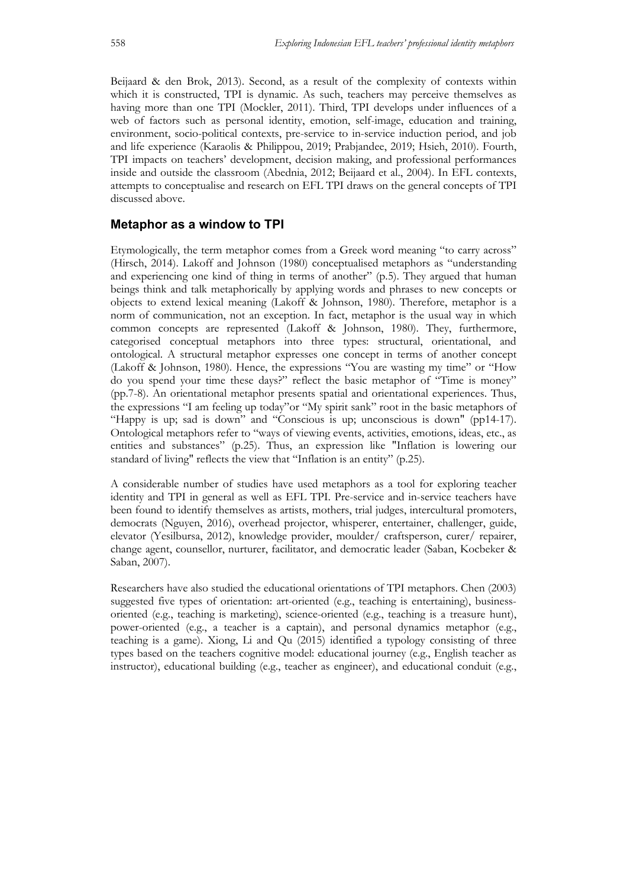Beijaard & den Brok, 2013). Second, as a result of the complexity of contexts within which it is constructed, TPI is dynamic. As such, teachers may perceive themselves as having more than one TPI (Mockler, 2011). Third, TPI develops under influences of a web of factors such as personal identity, emotion, self-image, education and training, environment, socio-political contexts, pre-service to in-service induction period, and job and life experience (Karaolis & Philippou, 2019; Prabjandee, 2019; Hsieh, 2010). Fourth, TPI impacts on teachers' development, decision making, and professional performances inside and outside the classroom (Abednia, 2012; Beijaard et al., 2004). In EFL contexts, attempts to conceptualise and research on EFL TPI draws on the general concepts of TPI discussed above.

## Metaphor as a window to TPI

Etymologically, the term metaphor comes from a Greek word meaning "to carry across" (Hirsch, 2014). Lakoff and Johnson (1980) conceptualised metaphors as "understanding and experiencing one kind of thing in terms of another" (p.5). They argued that human beings think and talk metaphorically by applying words and phrases to new concepts or objects to extend lexical meaning (Lakoff & Johnson, 1980). Therefore, metaphor is a norm of communication, not an exception. In fact, metaphor is the usual way in which common concepts are represented (Lakoff & Johnson, 1980). They, furthermore, categorised conceptual metaphors into three types: structural, orientational, and ontological. A structural metaphor expresses one concept in terms of another concept (Lakoff & Johnson, 1980). Hence, the expressions "You are wasting my time" or "How do you spend your time these days?" reflect the basic metaphor of "Time is money" (pp.7-8). An orientational metaphor presents spatial and orientational experiences. Thus, the expressions "I am feeling up today"or "My spirit sank" root in the basic metaphors of "Happy is up; sad is down" and "Conscious is up; unconscious is down" (pp14-17). Ontological metaphors refer to "ways of viewing events, activities, emotions, ideas, etc., as entities and substances" (p.25). Thus, an expression like "Inflation is lowering our standard of living" reflects the view that "Inflation is an entity" (p.25).

A considerable number of studies have used metaphors as a tool for exploring teacher identity and TPI in general as well as EFL TPI. Pre-service and in-service teachers have been found to identify themselves as artists, mothers, trial judges, intercultural promoters, democrats (Nguyen, 2016), overhead projector, whisperer, entertainer, challenger, guide, elevator (Yesilbursa, 2012), knowledge provider, moulder/ craftsperson, curer/ repairer, change agent, counsellor, nurturer, facilitator, and democratic leader (Saban, Kocbeker & Saban, 2007).

Researchers have also studied the educational orientations of TPI metaphors. Chen (2003) suggested five types of orientation: art-oriented (e.g., teaching is entertaining), business-oriented (e.g., teaching is marketing), science-oriented (e.g., teaching is a treasure hunt), power-oriented (e.g., a teacher is a captain), and personal dynamics metaphor (e.g., teaching is a game). Xiong, Li and Qu (2015) identified a typology consisting of three types based on the teachers cognitive model: educational journey (e.g., English teacher as instructor), educational building (e.g., teacher as engineer), and educational conduit (e.g.,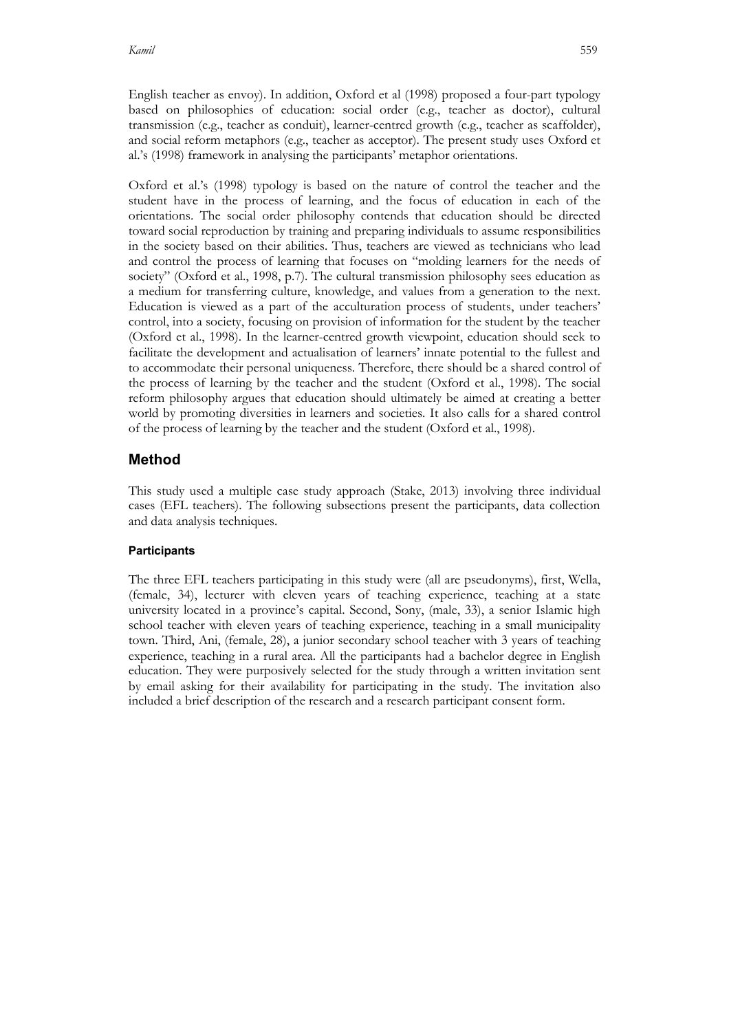English teacher as envoy). In addition, Oxford et al (1998) proposed a four-part typology based on philosophies of education: social order (e.g., teacher as doctor), cultural transmission (e.g., teacher as conduit), learner-centred growth (e.g., teacher as scaffolder), and social reform metaphors (e.g., teacher as acceptor). The present study uses Oxford et al.'s (1998) framework in analysing the participants' metaphor orientations.

Oxford et al.'s (1998) typology is based on the nature of control the teacher and the student have in the process of learning, and the focus of education in each of the orientations. The social order philosophy contends that education should be directed toward social reproduction by training and preparing individuals to assume responsibilities in the society based on their abilities. Thus, teachers are viewed as technicians who lead and control the process of learning that focuses on "molding learners for the needs of society" (Oxford et al., 1998, p.7). The cultural transmission philosophy sees education as a medium for transferring culture, knowledge, and values from a generation to the next. Education is viewed as a part of the acculturation process of students, under teachers' control, into a society, focusing on provision of information for the student by the teacher (Oxford et al., 1998). In the learner-centred growth viewpoint, education should seek to facilitate the development and actualisation of learners' innate potential to the fullest and to accommodate their personal uniqueness. Therefore, there should be a shared control of the process of learning by the teacher and the student (Oxford et al., 1998). The social reform philosophy argues that education should ultimately be aimed at creating a better world by promoting diversities in learners and societies. It also calls for a shared control of the process of learning by the teacher and the student (Oxford et al., 1998).

## Method

This study used a multiple case study approach (Stake, 2013) involving three individual cases (EFL teachers). The following subsections present the participants, data collection and data analysis techniques.

### Participants

The three EFL teachers participating in this study were (all are pseudonyms), first, Wella, (female, 34), lecturer with eleven years of teaching experience, teaching at a state university located in a province's capital. Second, Sony, (male, 33), a senior Islamic high school teacher with eleven years of teaching experience, teaching in a small municipality town. Third, Ani, (female, 28), a junior secondary school teacher with 3 years of teaching experience, teaching in a rural area. All the participants had a bachelor degree in English education. They were purposively selected for the study through a written invitation sent by email asking for their availability for participating in the study. The invitation also included a brief description of the research and a research participant consent form.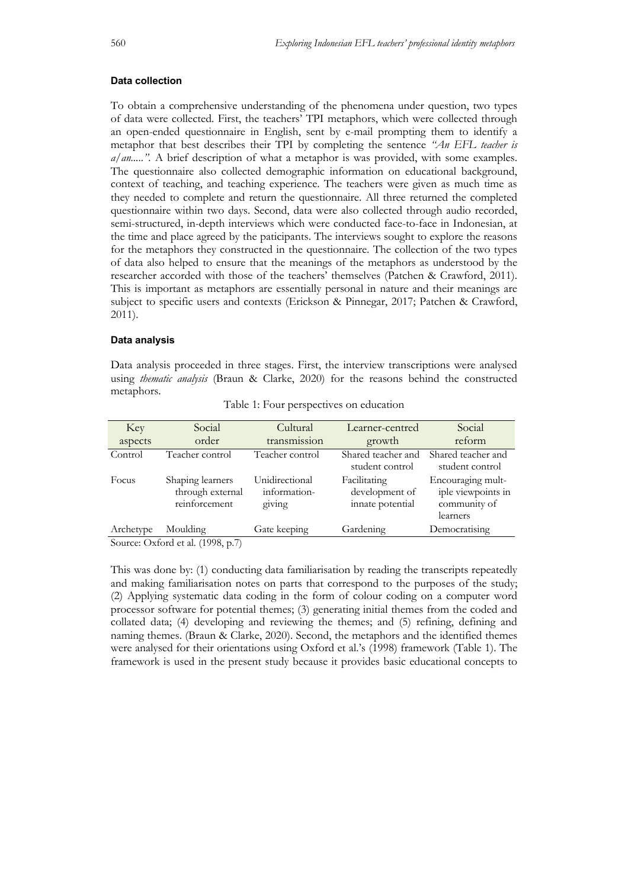### Data collection

To obtain a comprehensive understanding of the phenomena under question, two types of data were collected. First, the teachers' TPI metaphors, which were collected through an open-ended questionnaire in English, sent by e-mail prompting them to identify a metaphor that best describes their TPI by completing the sentence *"An EFL teacher is a/an....."*. A brief description of what a metaphor is was provided, with some examples. The questionnaire also collected demographic information on educational background, context of teaching, and teaching experience. The teachers were given as much time as they needed to complete and return the questionnaire. All three returned the completed questionnaire within two days. Second, data were also collected through audio recorded, semi-structured, in-depth interviews which were conducted face-to-face in Indonesian, at the time and place agreed by the paticipants. The interviews sought to explore the reasons for the metaphors they constructed in the questionnaire. The collection of the two types of data also helped to ensure that the meanings of the metaphors as understood by the researcher accorded with those of the teachers' themselves (Patchen & Crawford, 2011). This is important as metaphors are essentially personal in nature and their meanings are subject to specific users and contexts (Erickson & Pinnegar, 2017; Patchen & Crawford, 2011).

### Data analysis

Data analysis proceeded in three stages. First, the interview transcriptions were analysed using *thematic analysis* (Braun & Clarke, 2020) for the reasons behind the constructed metaphors.

Table 1: Four perspectives on education

| Key aspects | Social order | Cultural transmission | Learner-centred growth | Social reform |
|---|---|---|---|---|
| Control | Teacher control | Teacher control | Shared teacher and student control | Shared teacher and student control |
| Focus | Shaping learners through external reinforcement | Unidirectional information-giving | Facilitating development of innate potential | Encouraging mult-iple viewpoints in community of learners |
| Archetype | Moulding | Gate keeping | Gardening | Democratising |

Source: Oxford et al. (1998, p.7)

This was done by: (1) conducting data familiarisation by reading the transcripts repeatedly and making familiarisation notes on parts that correspond to the purposes of the study; (2) Applying systematic data coding in the form of colour coding on a computer word processor software for potential themes; (3) generating initial themes from the coded and collated data; (4) developing and reviewing the themes; and (5) refining, defining and naming themes. (Braun & Clarke, 2020). Second, the metaphors and the identified themes were analysed for their orientations using Oxford et al.'s (1998) framework (Table 1). The framework is used in the present study because it provides basic educational concepts to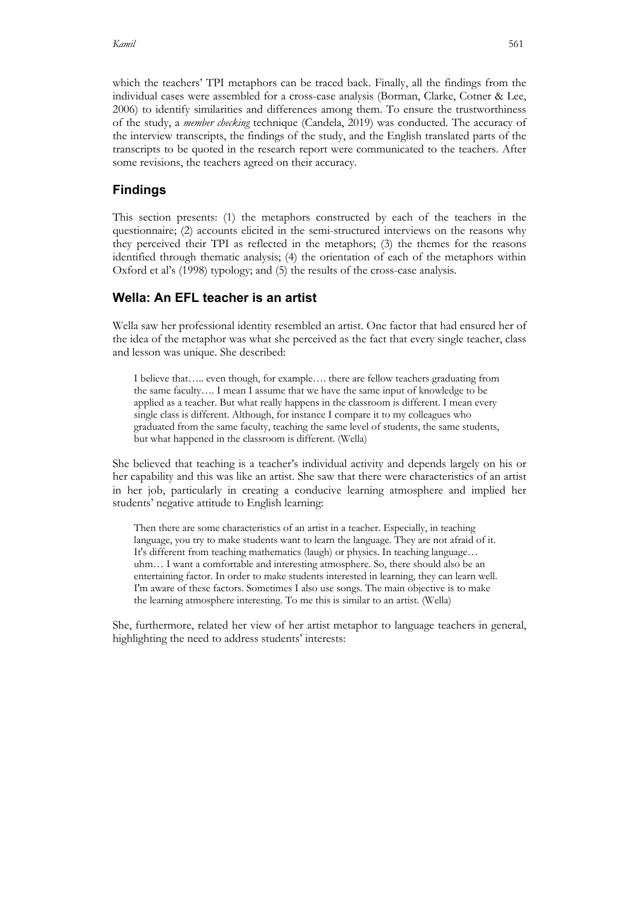which the teachers' TPI metaphors can be traced back. Finally, all the findings from the individual cases were assembled for a cross-case analysis (Borman, Clarke, Cotner & Lee, 2006) to identify similarities and differences among them. To ensure the trustworthiness of the study, a *member checking* technique (Candela, 2019) was conducted. The accuracy of the interview transcripts, the findings of the study, and the English translated parts of the transcripts to be quoted in the research report were communicated to the teachers. After some revisions, the teachers agreed on their accuracy.

## Findings

This section presents: (1) the metaphors constructed by each of the teachers in the questionnaire; (2) accounts elicited in the semi-structured interviews on the reasons why they perceived their TPI as reflected in the metaphors; (3) the themes for the reasons identified through thematic analysis; (4) the orientation of each of the metaphors within Oxford et al's (1998) typology; and (5) the results of the cross-case analysis.

## Wella: An EFL teacher is an artist

Wella saw her professional identity resembled an artist. One factor that had ensured her of the idea of the metaphor was what she perceived as the fact that every single teacher, class and lesson was unique. She described:

> I believe that….. even though, for example…. there are fellow teachers graduating from the same faculty…. I mean I assume that we have the same input of knowledge to be applied as a teacher. But what really happens in the classroom is different. I mean every single class is different. Although, for instance I compare it to my colleagues who graduated from the same faculty, teaching the same level of students, the same students, but what happened in the classroom is different. (Wella)

She believed that teaching is a teacher's individual activity and depends largely on his or her capability and this was like an artist. She saw that there were characteristics of an artist in her job, particularly in creating a conducive learning atmosphere and implied her students' negative attitude to English learning:

> Then there are some characteristics of an artist in a teacher. Especially, in teaching language, you try to make students want to learn the language. They are not afraid of it. It's different from teaching mathematics (laugh) or physics. In teaching language… uhm… I want a comfortable and interesting atmosphere. So, there should also be an entertaining factor. In order to make students interested in learning, they can learn well. I'm aware of these factors. Sometimes I also use songs. The main objective is to make the learning atmosphere interesting. To me this is similar to an artist. (Wella)

She, furthermore, related her view of her artist metaphor to language teachers in general, highlighting the need to address students' interests: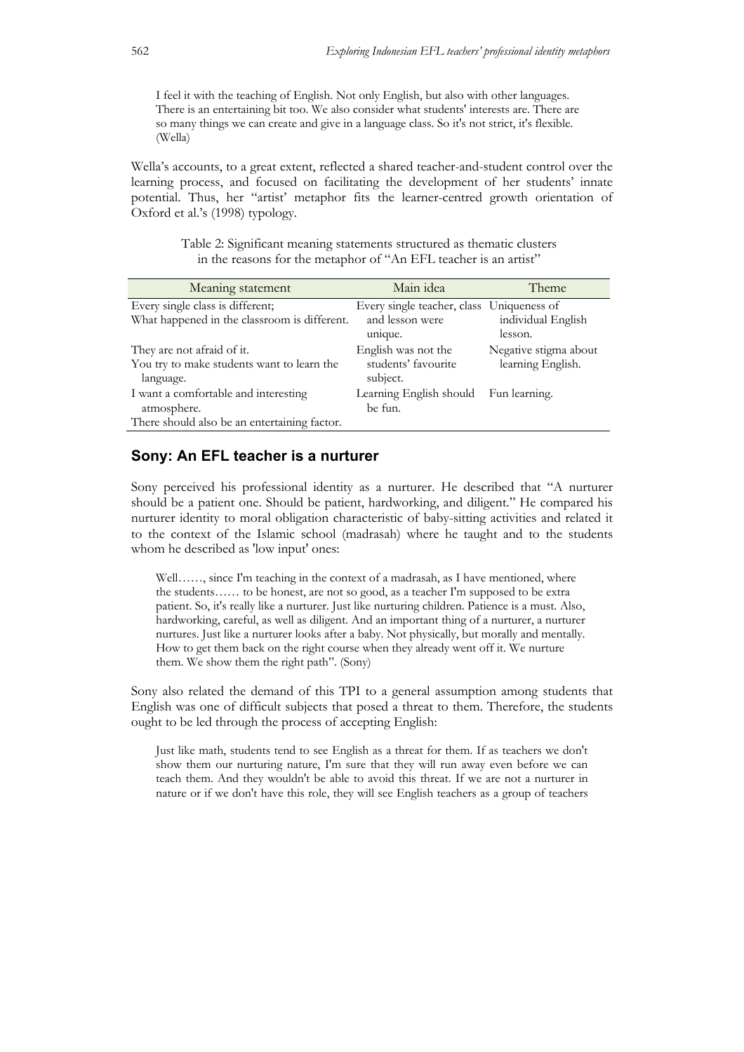> I feel it with the teaching of English. Not only English, but also with other languages. There is an entertaining bit too. We also consider what students' interests are. There are so many things we can create and give in a language class. So it's not strict, it's flexible. (Wella)

Wella's accounts, to a great extent, reflected a shared teacher-and-student control over the learning process, and focused on facilitating the development of her students' innate potential. Thus, her "artist' metaphor fits the learner-centred growth orientation of Oxford et al.'s (1998) typology.

Table 2: Significant meaning statements structured as thematic clusters in the reasons for the metaphor of "An EFL teacher is an artist"

| Meaning statement | Main idea | Theme |
|---|---|---|
| Every single class is different; What happened in the classroom is different. | Every single teacher, class and lesson were unique. | Uniqueness of individual English lesson. |
| They are not afraid of it. You try to make students want to learn the language. | English was not the students' favourite subject. | Negative stigma about learning English. |
| I want a comfortable and interesting atmosphere. There should also be an entertaining factor. | Learning English should be fun. | Fun learning. |

## Sony: An EFL teacher is a nurturer

Sony perceived his professional identity as a nurturer. He described that "A nurturer should be a patient one. Should be patient, hardworking, and diligent." He compared his nurturer identity to moral obligation characteristic of baby-sitting activities and related it to the context of the Islamic school (madrasah) where he taught and to the students whom he described as 'low input' ones:

> Well……, since I'm teaching in the context of a madrasah, as I have mentioned, where the students…… to be honest, are not so good, as a teacher I'm supposed to be extra patient. So, it's really like a nurturer. Just like nurturing children. Patience is a must. Also, hardworking, careful, as well as diligent. And an important thing of a nurturer, a nurturer nurtures. Just like a nurturer looks after a baby. Not physically, but morally and mentally. How to get them back on the right course when they already went off it. We nurture them. We show them the right path". (Sony)

Sony also related the demand of this TPI to a general assumption among students that English was one of difficult subjects that posed a threat to them. Therefore, the students ought to be led through the process of accepting English:

> Just like math, students tend to see English as a threat for them. If as teachers we don't show them our nurturing nature, I'm sure that they will run away even before we can teach them. And they wouldn't be able to avoid this threat. If we are not a nurturer in nature or if we don't have this role, they will see English teachers as a group of teachers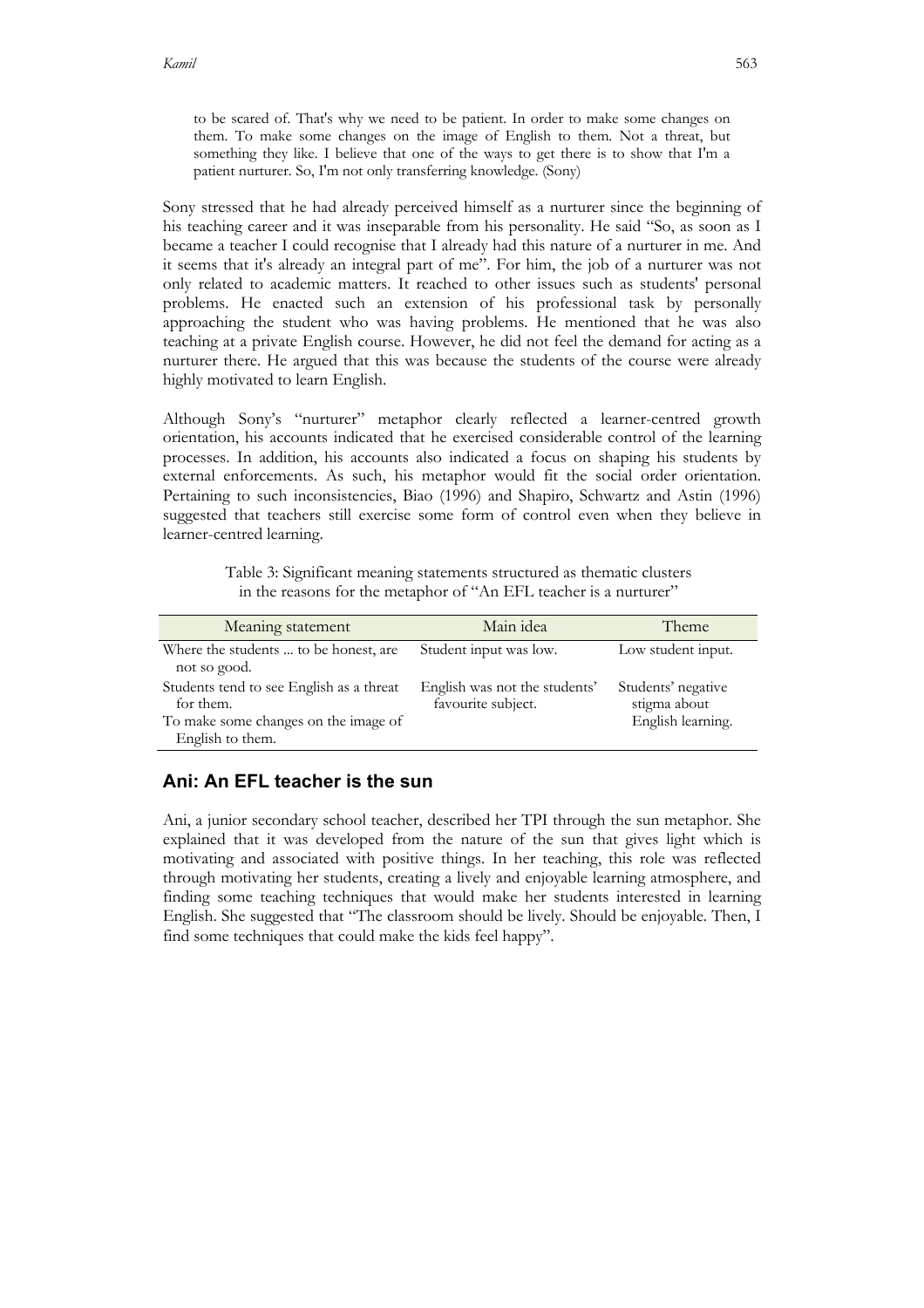> to be scared of. That's why we need to be patient. In order to make some changes on them. To make some changes on the image of English to them. Not a threat, but something they like. I believe that one of the ways to get there is to show that I'm a patient nurturer. So, I'm not only transferring knowledge. (Sony)

Sony stressed that he had already perceived himself as a nurturer since the beginning of his teaching career and it was inseparable from his personality. He said "So, as soon as I became a teacher I could recognise that I already had this nature of a nurturer in me. And it seems that it's already an integral part of me". For him, the job of a nurturer was not only related to academic matters. It reached to other issues such as students' personal problems. He enacted such an extension of his professional task by personally approaching the student who was having problems. He mentioned that he was also teaching at a private English course. However, he did not feel the demand for acting as a nurturer there. He argued that this was because the students of the course were already highly motivated to learn English.

Although Sony's "nurturer" metaphor clearly reflected a learner-centred growth orientation, his accounts indicated that he exercised considerable control of the learning processes. In addition, his accounts also indicated a focus on shaping his students by external enforcements. As such, his metaphor would fit the social order orientation. Pertaining to such inconsistencies, Biao (1996) and Shapiro, Schwartz and Astin (1996) suggested that teachers still exercise some form of control even when they believe in learner-centred learning.

Table 3: Significant meaning statements structured as thematic clusters in the reasons for the metaphor of "An EFL teacher is a nurturer"

| Meaning statement | Main idea | Theme |
|---|---|---|
| Where the students ... to be honest, are not so good. | Student input was low. | Low student input. |
| Students tend to see English as a threat for them. To make some changes on the image of English to them. | English was not the students' favourite subject. | Students' negative stigma about English learning. |

## Ani: An EFL teacher is the sun

Ani, a junior secondary school teacher, described her TPI through the sun metaphor. She explained that it was developed from the nature of the sun that gives light which is motivating and associated with positive things. In her teaching, this role was reflected through motivating her students, creating a lively and enjoyable learning atmosphere, and finding some teaching techniques that would make her students interested in learning English. She suggested that "The classroom should be lively. Should be enjoyable. Then, I find some techniques that could make the kids feel happy".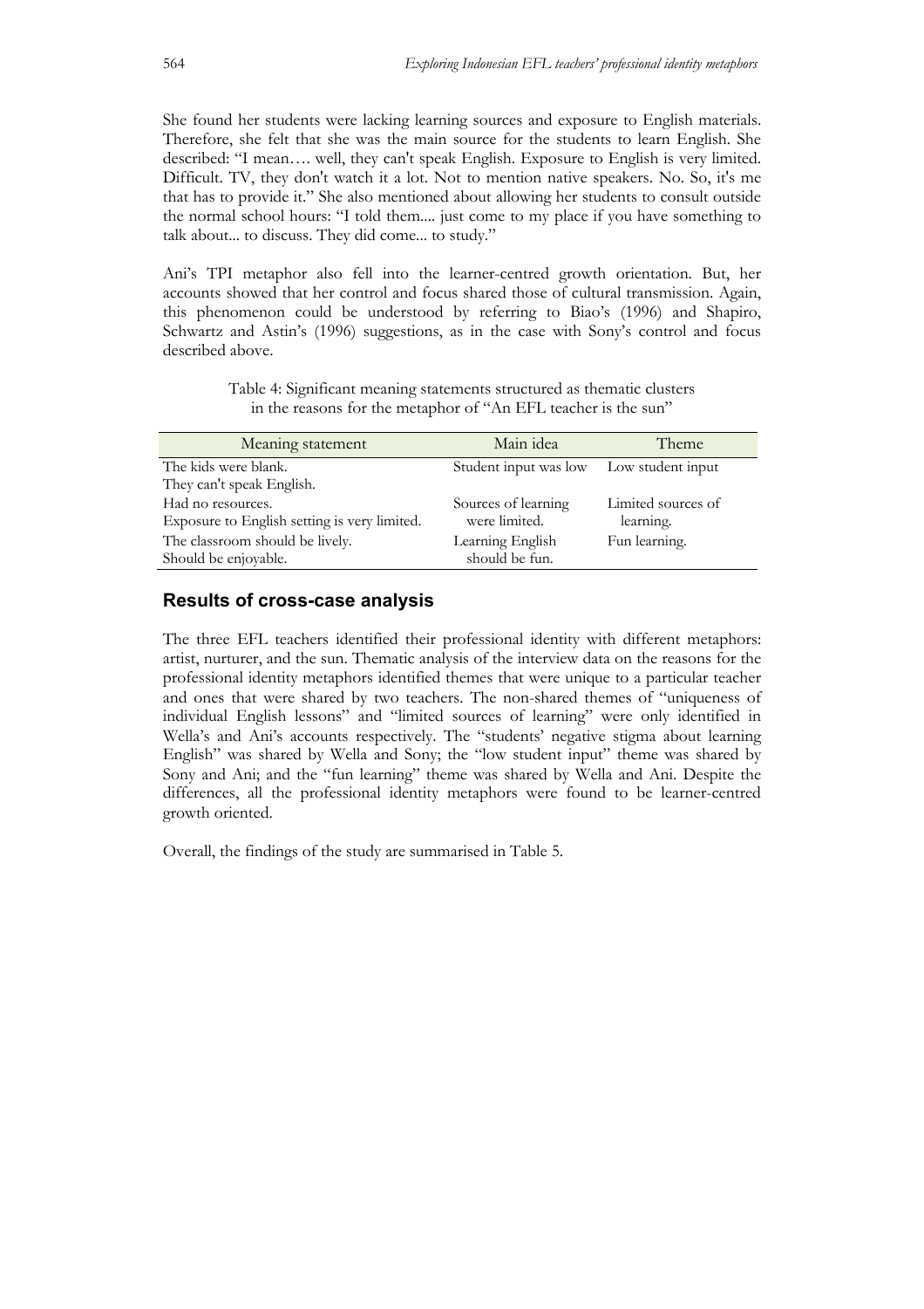She found her students were lacking learning sources and exposure to English materials. Therefore, she felt that she was the main source for the students to learn English. She described: "I mean…. well, they can't speak English. Exposure to English is very limited. Difficult. TV, they don't watch it a lot. Not to mention native speakers. No. So, it's me that has to provide it." She also mentioned about allowing her students to consult outside the normal school hours: "I told them.... just come to my place if you have something to talk about... to discuss. They did come... to study."

Ani's TPI metaphor also fell into the learner-centred growth orientation. But, her accounts showed that her control and focus shared those of cultural transmission. Again, this phenomenon could be understood by referring to Biao's (1996) and Shapiro, Schwartz and Astin's (1996) suggestions, as in the case with Sony's control and focus described above.

Table 4: Significant meaning statements structured as thematic clusters in the reasons for the metaphor of "An EFL teacher is the sun"

| Meaning statement | Main idea | Theme |
|---|---|---|
| The kids were blank.<br>They can't speak English. | Student input was low | Low student input |
| Had no resources.<br>Exposure to English setting is very limited. | Sources of learning were limited. | Limited sources of learning. |
| The classroom should be lively.<br>Should be enjoyable. | Learning English should be fun. | Fun learning. |

## Results of cross-case analysis

The three EFL teachers identified their professional identity with different metaphors: artist, nurturer, and the sun. Thematic analysis of the interview data on the reasons for the professional identity metaphors identified themes that were unique to a particular teacher and ones that were shared by two teachers. The non-shared themes of "uniqueness of individual English lessons" and "limited sources of learning" were only identified in Wella's and Ani's accounts respectively. The "students' negative stigma about learning English" was shared by Wella and Sony; the "low student input" theme was shared by Sony and Ani; and the "fun learning" theme was shared by Wella and Ani. Despite the differences, all the professional identity metaphors were found to be learner-centred growth oriented.

Overall, the findings of the study are summarised in Table 5.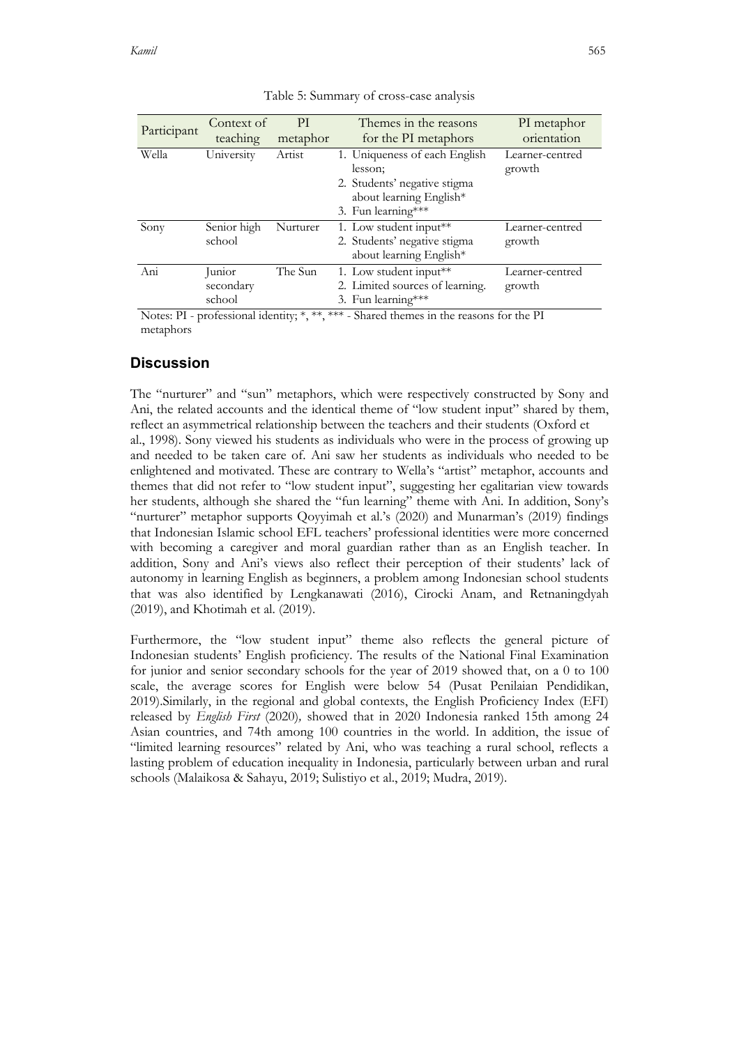Table 5: Summary of cross-case analysis

| Participant | Context of teaching | PI metaphor | Themes in the reasons for the PI metaphors | PI metaphor orientation |
|---|---|---|---|---|
| Wella | University | Artist | 1. Uniqueness of each English lesson; 2. Students' negative stigma about learning English* 3. Fun learning*** | Learner-centred growth |
| Sony | Senior high school | Nurturer | 1. Low student input** 2. Students' negative stigma about learning English* | Learner-centred growth |
| Ani | Junior secondary school | The Sun | 1. Low student input** 2. Limited sources of learning. 3. Fun learning*** | Learner-centred growth |

Notes: PI - professional identity; *, **, *** - Shared themes in the reasons for the PI metaphors

## Discussion

The "nurturer" and "sun" metaphors, which were respectively constructed by Sony and Ani, the related accounts and the identical theme of "low student input" shared by them, reflect an asymmetrical relationship between the teachers and their students (Oxford et al., 1998). Sony viewed his students as individuals who were in the process of growing up and needed to be taken care of. Ani saw her students as individuals who needed to be enlightened and motivated. These are contrary to Wella's "artist" metaphor, accounts and themes that did not refer to "low student input", suggesting her egalitarian view towards her students, although she shared the "fun learning" theme with Ani. In addition, Sony's "nurturer" metaphor supports Qoyyimah et al.'s (2020) and Munarman's (2019) findings that Indonesian Islamic school EFL teachers' professional identities were more concerned with becoming a caregiver and moral guardian rather than as an English teacher. In addition, Sony and Ani's views also reflect their perception of their students' lack of autonomy in learning English as beginners, a problem among Indonesian school students that was also identified by Lengkanawati (2016), Cirocki Anam, and Retnaningdyah (2019), and Khotimah et al. (2019).

Furthermore, the "low student input" theme also reflects the general picture of Indonesian students' English proficiency. The results of the National Final Examination for junior and senior secondary schools for the year of 2019 showed that, on a 0 to 100 scale, the average scores for English were below 54 (Pusat Penilaian Pendidikan, 2019).Similarly, in the regional and global contexts, the English Proficiency Index (EFI) released by *English First* (2020), showed that in 2020 Indonesia ranked 15th among 24 Asian countries, and 74th among 100 countries in the world. In addition, the issue of "limited learning resources" related by Ani, who was teaching a rural school, reflects a lasting problem of education inequality in Indonesia, particularly between urban and rural schools (Malaikosa & Sahayu, 2019; Sulistiyo et al., 2019; Mudra, 2019).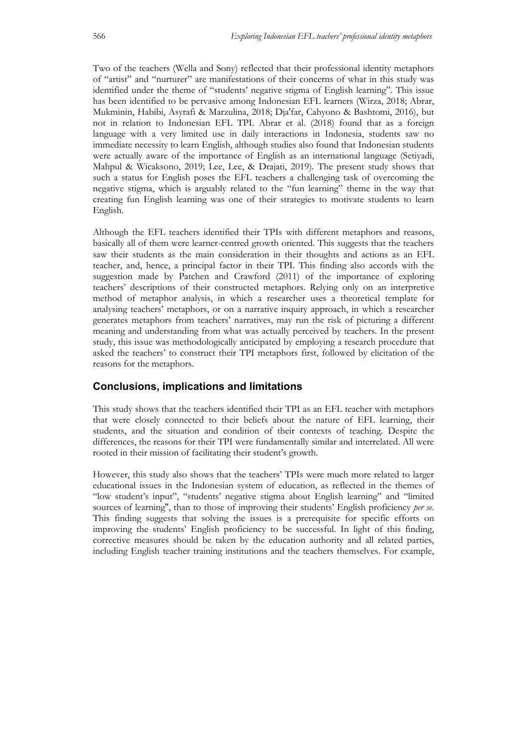Two of the teachers (Wella and Sony) reflected that their professional identity metaphors of "artist" and "nurturer" are manifestations of their concerns of what in this study was identified under the theme of "students' negative stigma of English learning". This issue has been identified to be pervasive among Indonesian EFL learners (Wirza, 2018; Abrar, Mukminin, Habibi, Asyrafi & Marzulina, 2018; Dja'far, Cahyono & Bashtomi, 2016), but not in relation to Indonesian EFL TPI. Abrar et al. (2018) found that as a foreign language with a very limited use in daily interactions in Indonesia, students saw no immediate necessity to learn English, although studies also found that Indonesian students were actually aware of the importance of English as an international language (Setiyadi, Mahpul & Wicaksono, 2019; Lee, Lee, & Drajati, 2019). The present study shows that such a status for English poses the EFL teachers a challenging task of overcoming the negative stigma, which is arguably related to the "fun learning" theme in the way that creating fun English learning was one of their strategies to motivate students to learn English.

Although the EFL teachers identified their TPIs with different metaphors and reasons, basically all of them were learner-centred growth oriented. This suggests that the teachers saw their students as the main consideration in their thoughts and actions as an EFL teacher, and, hence, a principal factor in their TPI. This finding also accords with the suggestion made by Patchen and Crawford (2011) of the importance of exploring teachers' descriptions of their constructed metaphors. Relying only on an interpretive method of metaphor analysis, in which a researcher uses a theoretical template for analysing teachers' metaphors, or on a narrative inquiry approach, in which a researcher generates metaphors from teachers' narratives, may run the risk of picturing a different meaning and understanding from what was actually perceived by teachers. In the present study, this issue was methodologically anticipated by employing a research procedure that asked the teachers' to construct their TPI metaphors first, followed by elicitation of the reasons for the metaphors.

## Conclusions, implications and limitations

This study shows that the teachers identified their TPI as an EFL teacher with metaphors that were closely connected to their beliefs about the nature of EFL learning, their students, and the situation and condition of their contexts of teaching. Despite the differences, the reasons for their TPI were fundamentally similar and interrelated. All were rooted in their mission of facilitating their student's growth.

However, this study also shows that the teachers' TPIs were much more related to larger educational issues in the Indonesian system of education, as reflected in the themes of "low student's input", "students' negative stigma about English learning" and "limited sources of learning", than to those of improving their students' English proficiency *per se*. This finding suggests that solving the issues is a prerequisite for specific efforts on improving the students' English proficiency to be successful. In light of this finding, corrective measures should be taken by the education authority and all related parties, including English teacher training institutions and the teachers themselves. For example,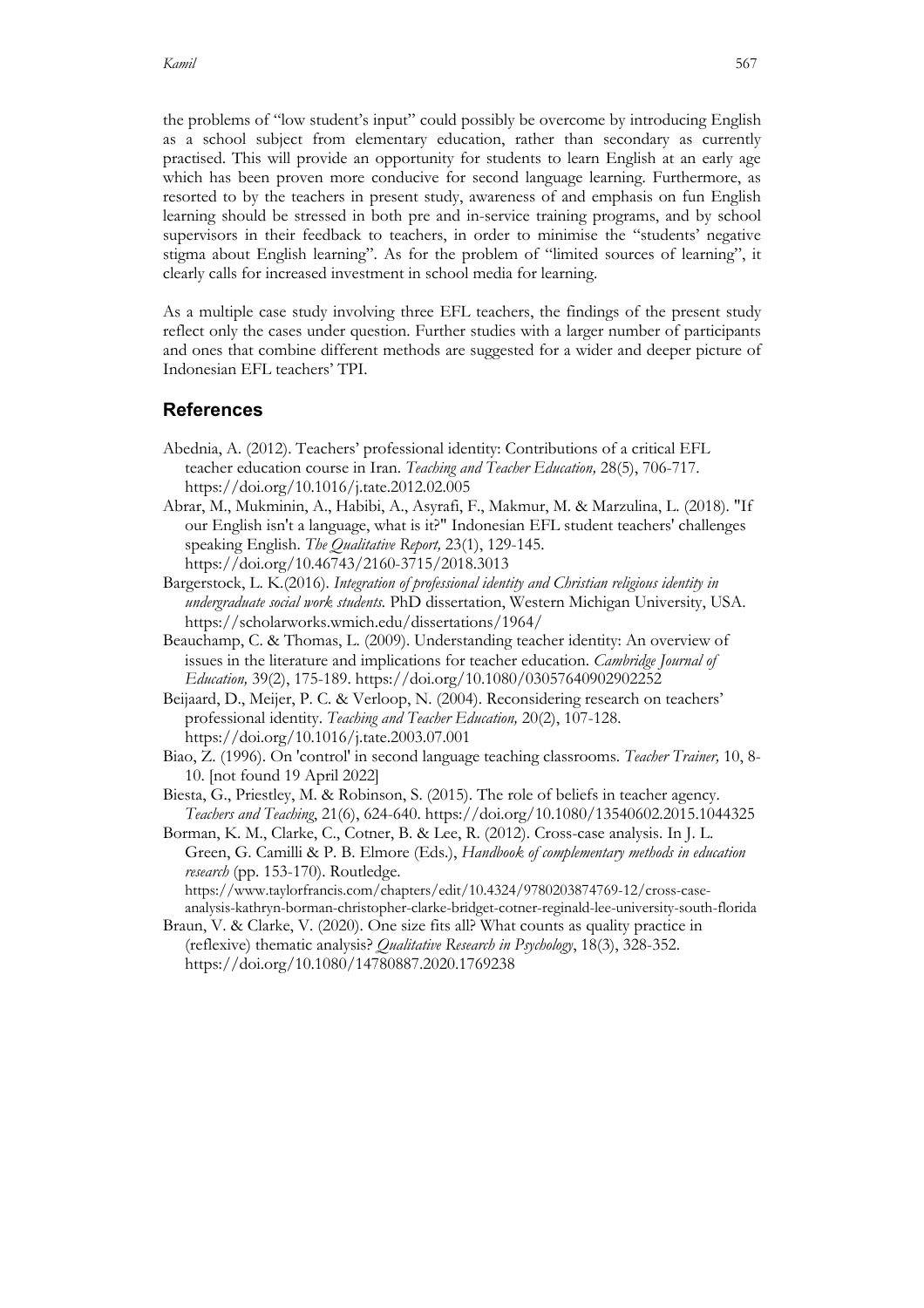the problems of "low student's input" could possibly be overcome by introducing English as a school subject from elementary education, rather than secondary as currently practised. This will provide an opportunity for students to learn English at an early age which has been proven more conducive for second language learning. Furthermore, as resorted to by the teachers in present study, awareness of and emphasis on fun English learning should be stressed in both pre and in-service training programs, and by school supervisors in their feedback to teachers, in order to minimise the "students' negative stigma about English learning". As for the problem of "limited sources of learning", it clearly calls for increased investment in school media for learning.

As a multiple case study involving three EFL teachers, the findings of the present study reflect only the cases under question. Further studies with a larger number of participants and ones that combine different methods are suggested for a wider and deeper picture of Indonesian EFL teachers' TPI.

## References

Abednia, A. (2012). Teachers' professional identity: Contributions of a critical EFL teacher education course in Iran. *Teaching and Teacher Education,* 28(5), 706-717. https://doi.org/10.1016/j.tate.2012.02.005

Abrar, M., Mukminin, A., Habibi, A., Asyrafi, F., Makmur, M. & Marzulina, L. (2018). "If our English isn't a language, what is it?" Indonesian EFL student teachers' challenges speaking English. *The Qualitative Report,* 23(1), 129-145. https://doi.org/10.46743/2160-3715/2018.3013

Bargerstock, L. K.(2016). *Integration of professional identity and Christian religious identity in undergraduate social work students.* PhD dissertation, Western Michigan University, USA. https://scholarworks.wmich.edu/dissertations/1964/

Beauchamp, C. & Thomas, L. (2009). Understanding teacher identity: An overview of issues in the literature and implications for teacher education. *Cambridge Journal of Education,* 39(2), 175-189. https://doi.org/10.1080/03057640902902252

Beijaard, D., Meijer, P. C. & Verloop, N. (2004). Reconsidering research on teachers' professional identity. *Teaching and Teacher Education,* 20(2), 107-128. https://doi.org/10.1016/j.tate.2003.07.001

Biao, Z. (1996). On 'control' in second language teaching classrooms. *Teacher Trainer,* 10, 8-10. [not found 19 April 2022]

Biesta, G., Priestley, M. & Robinson, S. (2015). The role of beliefs in teacher agency. *Teachers and Teaching*, 21(6), 624-640. https://doi.org/10.1080/13540602.2015.1044325

Borman, K. M., Clarke, C., Cotner, B. & Lee, R. (2012). Cross-case analysis. In J. L. Green, G. Camilli & P. B. Elmore (Eds.), *Handbook of complementary methods in education research* (pp. 153-170). Routledge. https://www.taylorfrancis.com/chapters/edit/10.4324/9780203874769-12/cross-case-analysis-kathryn-borman-christopher-clarke-bridget-cotner-reginald-lee-university-south-florida

Braun, V. & Clarke, V. (2020). One size fits all? What counts as quality practice in (reflexive) thematic analysis? *Qualitative Research in Psychology*, 18(3), 328-352. https://doi.org/10.1080/14780887.2020.1769238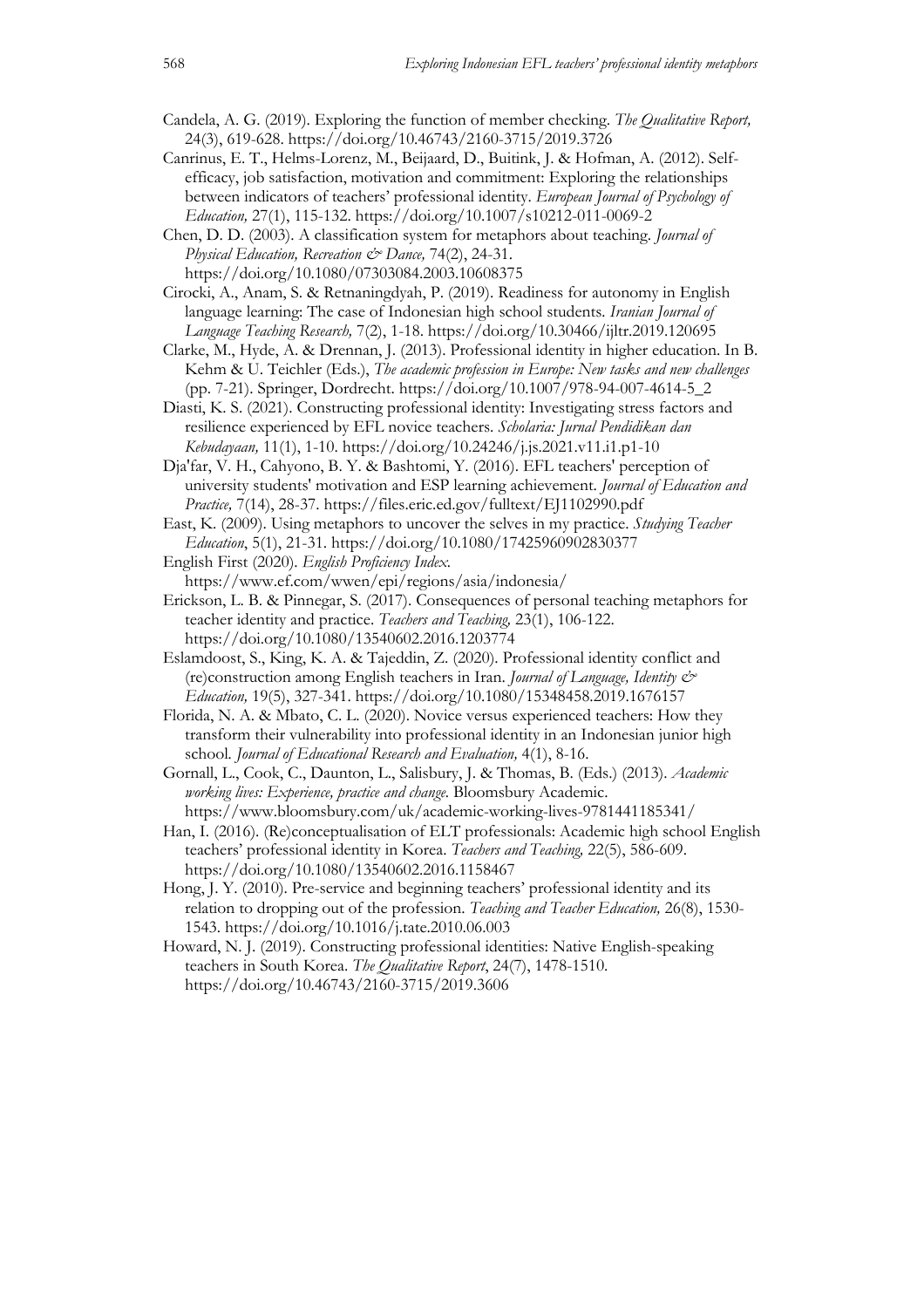Candela, A. G. (2019). Exploring the function of member checking. *The Qualitative Report,* 24(3), 619-628. https://doi.org/10.46743/2160-3715/2019.3726

Canrinus, E. T., Helms-Lorenz, M., Beijaard, D., Buitink, J. & Hofman, A. (2012). Self-efficacy, job satisfaction, motivation and commitment: Exploring the relationships between indicators of teachers' professional identity. *European Journal of Psychology of Education,* 27(1), 115-132. https://doi.org/10.1007/s10212-011-0069-2

Chen, D. D. (2003). A classification system for metaphors about teaching. *Journal of Physical Education, Recreation & Dance,* 74(2), 24-31. https://doi.org/10.1080/07303084.2003.10608375

Cirocki, A., Anam, S. & Retnaningdyah, P. (2019). Readiness for autonomy in English language learning: The case of Indonesian high school students. *Iranian Journal of Language Teaching Research,* 7(2), 1-18. https://doi.org/10.30466/ijltr.2019.120695

Clarke, M., Hyde, A. & Drennan, J. (2013). Professional identity in higher education. In B. Kehm & U. Teichler (Eds.), *The academic profession in Europe: New tasks and new challenges* (pp. 7-21). Springer, Dordrecht. https://doi.org/10.1007/978-94-007-4614-5_2

Diasti, K. S. (2021). Constructing professional identity: Investigating stress factors and resilience experienced by EFL novice teachers. *Scholaria: Jurnal Pendidikan dan Kebudayaan,* 11(1), 1-10. https://doi.org/10.24246/j.js.2021.v11.i1.p1-10

Dja'far, V. H., Cahyono, B. Y. & Bashtomi, Y. (2016). EFL teachers' perception of university students' motivation and ESP learning achievement. *Journal of Education and Practice,* 7(14), 28-37. https://files.eric.ed.gov/fulltext/EJ1102990.pdf

East, K. (2009). Using metaphors to uncover the selves in my practice. *Studying Teacher Education*, 5(1), 21-31. https://doi.org/10.1080/17425960902830377

English First (2020). *English Proficiency Index.* https://www.ef.com/wwen/epi/regions/asia/indonesia/

Erickson, L. B. & Pinnegar, S. (2017). Consequences of personal teaching metaphors for teacher identity and practice. *Teachers and Teaching,* 23(1), 106-122. https://doi.org/10.1080/13540602.2016.1203774

Eslamdoost, S., King, K. A. & Tajeddin, Z. (2020). Professional identity conflict and (re)construction among English teachers in Iran. *Journal of Language, Identity & Education,* 19(5), 327-341. https://doi.org/10.1080/15348458.2019.1676157

Florida, N. A. & Mbato, C. L. (2020). Novice versus experienced teachers: How they transform their vulnerability into professional identity in an Indonesian junior high school. *Journal of Educational Research and Evaluation,* 4(1), 8-16.

Gornall, L., Cook, C., Daunton, L., Salisbury, J. & Thomas, B. (Eds.) (2013). *Academic working lives: Experience, practice and change.* Bloomsbury Academic. https://www.bloomsbury.com/uk/academic-working-lives-9781441185341/

Han, I. (2016). (Re)conceptualisation of ELT professionals: Academic high school English teachers' professional identity in Korea. *Teachers and Teaching,* 22(5), 586-609. https://doi.org/10.1080/13540602.2016.1158467

Hong, J. Y. (2010). Pre-service and beginning teachers' professional identity and its relation to dropping out of the profession. *Teaching and Teacher Education,* 26(8), 1530-1543. https://doi.org/10.1016/j.tate.2010.06.003

Howard, N. J. (2019). Constructing professional identities: Native English-speaking teachers in South Korea. *The Qualitative Report*, 24(7), 1478-1510. https://doi.org/10.46743/2160-3715/2019.3606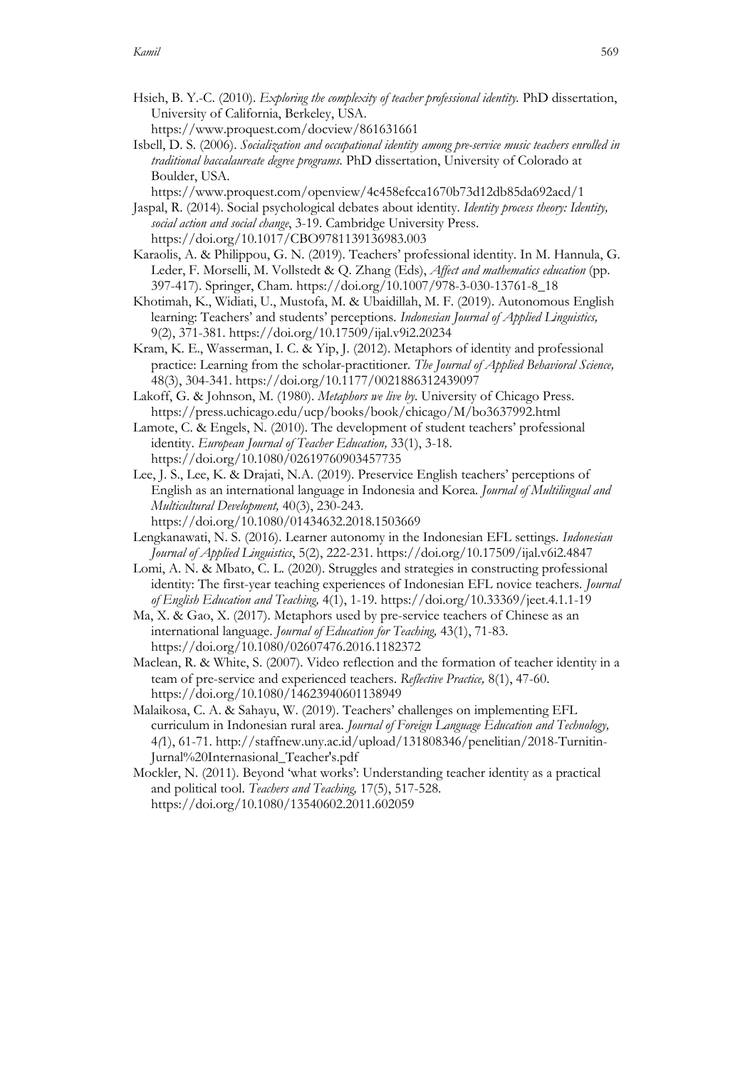Hsieh, B. Y.-C. (2010). *Exploring the complexity of teacher professional identity.* PhD dissertation, University of California, Berkeley, USA. https://www.proquest.com/docview/861631661

Isbell, D. S. (2006). *Socialization and occupational identity among pre-service music teachers enrolled in traditional baccalaureate degree programs.* PhD dissertation, University of Colorado at Boulder, USA. https://www.proquest.com/openview/4c458efcca1670b73d12db85da692acd/1

Jaspal, R. (2014). Social psychological debates about identity. *Identity process theory: Identity, social action and social change*, 3-19. Cambridge University Press. https://doi.org/10.1017/CBO9781139136983.003

Karaolis, A. & Philippou, G. N. (2019). Teachers' professional identity. In M. Hannula, G. Leder, F. Morselli, M. Vollstedt & Q. Zhang (Eds), *Affect and mathematics education* (pp. 397-417). Springer, Cham. https://doi.org/10.1007/978-3-030-13761-8_18

Khotimah, K., Widiati, U., Mustofa, M. & Ubaidillah, M. F. (2019). Autonomous English learning: Teachers' and students' perceptions. *Indonesian Journal of Applied Linguistics,* 9(2), 371-381. https://doi.org/10.17509/ijal.v9i2.20234

Kram, K. E., Wasserman, I. C. & Yip, J. (2012). Metaphors of identity and professional practice: Learning from the scholar-practitioner. *The Journal of Applied Behavioral Science,* 48(3), 304-341. https://doi.org/10.1177/0021886312439097

Lakoff, G. & Johnson, M. (1980). *Metaphors we live by*. University of Chicago Press. https://press.uchicago.edu/ucp/books/book/chicago/M/bo3637992.html

Lamote, C. & Engels, N. (2010). The development of student teachers' professional identity. *European Journal of Teacher Education,* 33(1), 3-18. https://doi.org/10.1080/02619760903457735

Lee, J. S., Lee, K. & Drajati, N.A. (2019). Preservice English teachers' perceptions of English as an international language in Indonesia and Korea. *Journal of Multilingual and Multicultural Development,* 40(3), 230-243. https://doi.org/10.1080/01434632.2018.1503669

Lengkanawati, N. S. (2016). Learner autonomy in the Indonesian EFL settings. *Indonesian Journal of Applied Linguistics*, 5(2), 222-231. https://doi.org/10.17509/ijal.v6i2.4847

Lomi, A. N. & Mbato, C. L. (2020). Struggles and strategies in constructing professional identity: The first-year teaching experiences of Indonesian EFL novice teachers. *Journal of English Education and Teaching,* 4(1), 1-19. https://doi.org/10.33369/jeet.4.1.1-19

Ma, X. & Gao, X. (2017). Metaphors used by pre-service teachers of Chinese as an international language. *Journal of Education for Teaching,* 43(1), 71-83. https://doi.org/10.1080/02607476.2016.1182372

Maclean, R. & White, S. (2007). Video reflection and the formation of teacher identity in a team of pre-service and experienced teachers. *Reflective Practice,* 8(1), 47-60. https://doi.org/10.1080/14623940601138949

Malaikosa, C. A. & Sahayu, W. (2019). Teachers' challenges on implementing EFL curriculum in Indonesian rural area. *Journal of Foreign Language Education and Technology,* 4(1), 61-71. http://staffnew.uny.ac.id/upload/131808346/penelitian/2018-Turnitin-Jurnal%20Internasional_Teacher's.pdf

Mockler, N. (2011). Beyond 'what works': Understanding teacher identity as a practical and political tool. *Teachers and Teaching,* 17(5), 517-528. https://doi.org/10.1080/13540602.2011.602059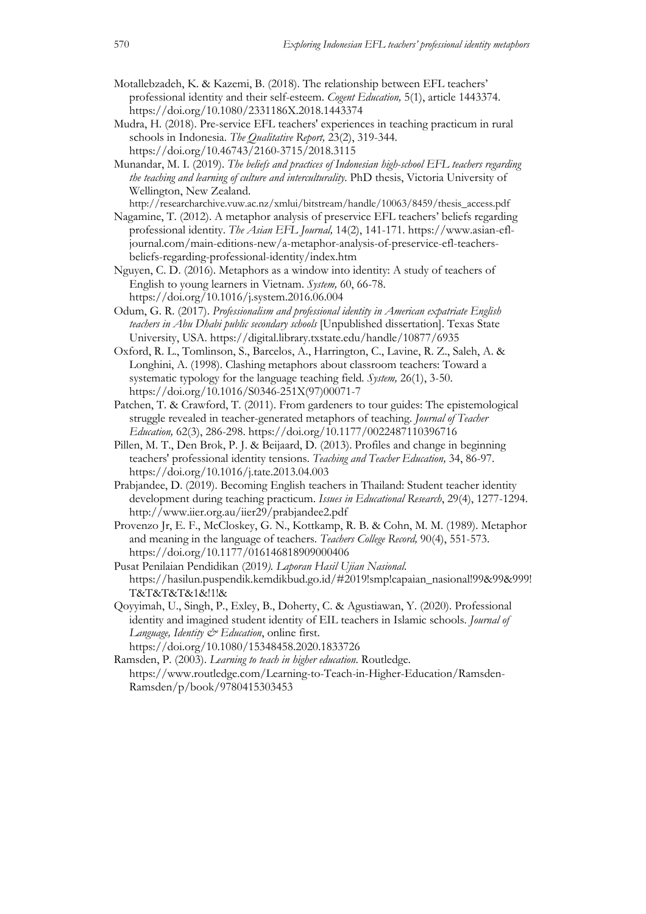Motallebzadeh, K. & Kazemi, B. (2018). The relationship between EFL teachers' professional identity and their self-esteem. *Cogent Education,* 5(1), article 1443374. https://doi.org/10.1080/2331186X.2018.1443374

Mudra, H. (2018). Pre-service EFL teachers' experiences in teaching practicum in rural schools in Indonesia. *The Qualitative Report,* 23(2), 319-344. https://doi.org/10.46743/2160-3715/2018.3115

Munandar, M. I. (2019). *The beliefs and practices of Indonesian high-school EFL teachers regarding the teaching and learning of culture and interculturality*. PhD thesis, Victoria University of Wellington, New Zealand. http://researcharchive.vuw.ac.nz/xmlui/bitstream/handle/10063/8459/thesis_access.pdf

Nagamine, T. (2012). A metaphor analysis of preservice EFL teachers' beliefs regarding professional identity. *The Asian EFL Journal,* 14(2), 141-171. https://www.asian-efl-journal.com/main-editions-new/a-metaphor-analysis-of-preservice-efl-teachers-beliefs-regarding-professional-identity/index.htm

Nguyen, C. D. (2016). Metaphors as a window into identity: A study of teachers of English to young learners in Vietnam. *System,* 60, 66-78. https://doi.org/10.1016/j.system.2016.06.004

Odum, G. R. (2017). *Professionalism and professional identity in American expatriate English teachers in Abu Dhabi public secondary schools* [Unpublished dissertation]. Texas State University, USA. https://digital.library.txstate.edu/handle/10877/6935

Oxford, R. L., Tomlinson, S., Barcelos, A., Harrington, C., Lavine, R. Z., Saleh, A. & Longhini, A. (1998). Clashing metaphors about classroom teachers: Toward a systematic typology for the language teaching field. *System,* 26(1), 3-50. https://doi.org/10.1016/S0346-251X(97)00071-7

Patchen, T. & Crawford, T. (2011). From gardeners to tour guides: The epistemological struggle revealed in teacher-generated metaphors of teaching. *Journal of Teacher Education,* 62(3), 286-298. https://doi.org/10.1177/0022487110396716

Pillen, M. T., Den Brok, P. J. & Beijaard, D. (2013). Profiles and change in beginning teachers' professional identity tensions. *Teaching and Teacher Education,* 34, 86-97. https://doi.org/10.1016/j.tate.2013.04.003

Prabjandee, D. (2019). Becoming English teachers in Thailand: Student teacher identity development during teaching practicum. *Issues in Educational Research*, 29(4), 1277-1294. http://www.iier.org.au/iier29/prabjandee2.pdf

Provenzo Jr, E. F., McCloskey, G. N., Kottkamp, R. B. & Cohn, M. M. (1989). Metaphor and meaning in the language of teachers. *Teachers College Record,* 90(4), 551-573. https://doi.org/10.1177/016146818909000406

Pusat Penilaian Pendidikan (2019*). Laporan Hasil Ujian Nasional*. https://hasilun.puspendik.kemdikbud.go.id/#2019!smp!capaian_nasional!99&99&999!T&T&T&T&1&!1!&

Qoyyimah, U., Singh, P., Exley, B., Doherty, C. & Agustiawan, Y. (2020). Professional identity and imagined student identity of EIL teachers in Islamic schools. *Journal of Language, Identity & Education*, online first. https://doi.org/10.1080/15348458.2020.1833726

Ramsden, P. (2003). *Learning to teach in higher education*. Routledge. https://www.routledge.com/Learning-to-Teach-in-Higher-Education/Ramsden-Ramsden/p/book/9780415303453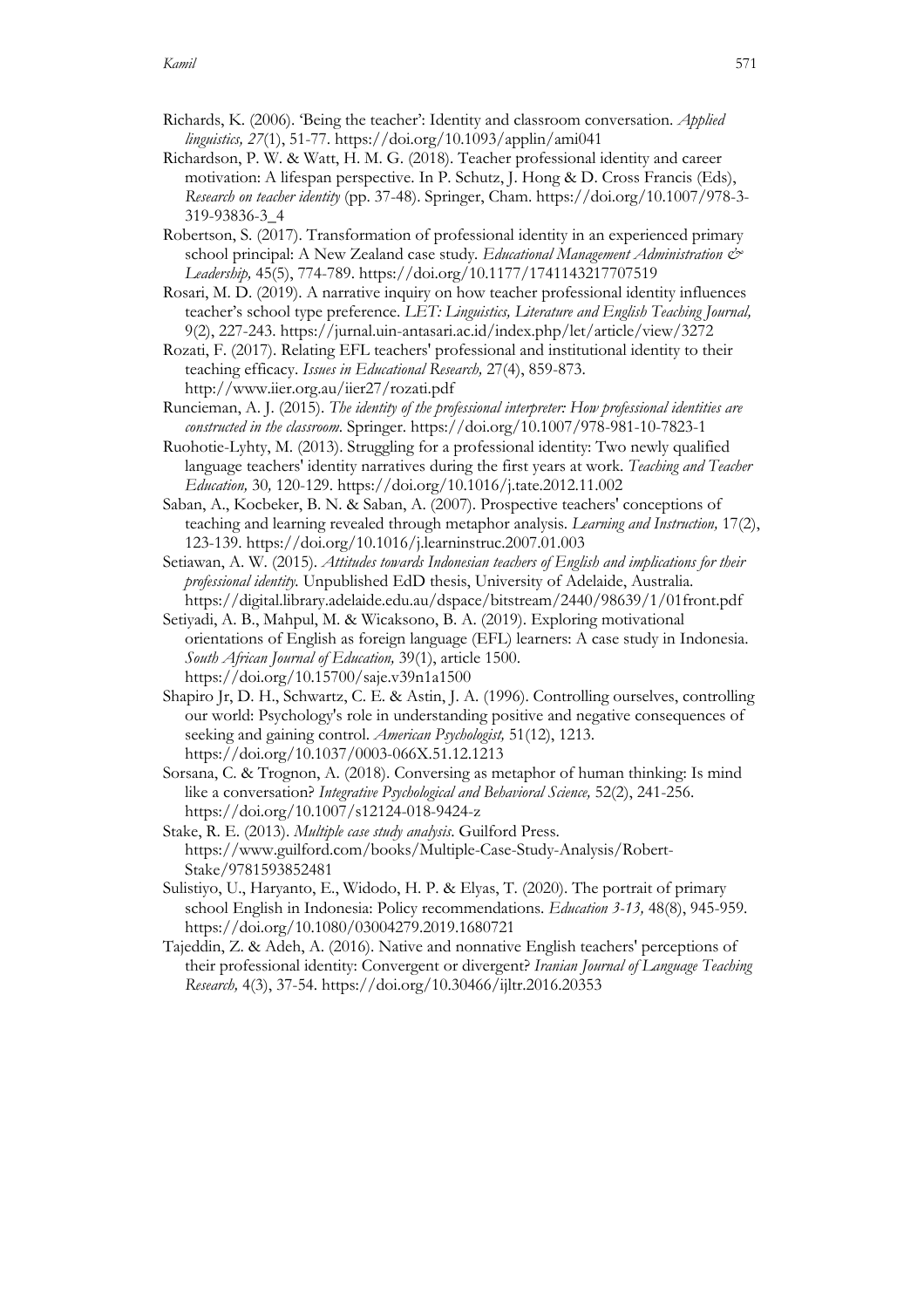Richards, K. (2006). 'Being the teacher': Identity and classroom conversation. *Applied linguistics, 27*(1), 51-77. https://doi.org/10.1093/applin/ami041

Richardson, P. W. & Watt, H. M. G. (2018). Teacher professional identity and career motivation: A lifespan perspective. In P. Schutz, J. Hong & D. Cross Francis (Eds), *Research on teacher identity* (pp. 37-48). Springer, Cham. https://doi.org/10.1007/978-3-319-93836-3_4

Robertson, S. (2017). Transformation of professional identity in an experienced primary school principal: A New Zealand case study. *Educational Management Administration & Leadership,* 45(5), 774-789. https://doi.org/10.1177/1741143217707519

Rosari, M. D. (2019). A narrative inquiry on how teacher professional identity influences teacher's school type preference. *LET: Linguistics, Literature and English Teaching Journal,* 9(2), 227-243. https://jurnal.uin-antasari.ac.id/index.php/let/article/view/3272

Rozati, F. (2017). Relating EFL teachers' professional and institutional identity to their teaching efficacy. *Issues in Educational Research,* 27(4), 859-873. http://www.iier.org.au/iier27/rozati.pdf

Runcieman, A. J. (2015). *The identity of the professional interpreter: How professional identities are constructed in the classroom.* Springer. https://doi.org/10.1007/978-981-10-7823-1

Ruohotie-Lyhty, M. (2013). Struggling for a professional identity: Two newly qualified language teachers' identity narratives during the first years at work. *Teaching and Teacher Education,* 30*,* 120-129. https://doi.org/10.1016/j.tate.2012.11.002

Saban, A., Kocbeker, B. N. & Saban, A. (2007). Prospective teachers' conceptions of teaching and learning revealed through metaphor analysis. *Learning and Instruction,* 17(2), 123-139. https://doi.org/10.1016/j.learninstruc.2007.01.003

Setiawan, A. W. (2015). *Attitudes towards Indonesian teachers of English and implications for their professional identity.* Unpublished EdD thesis, University of Adelaide, Australia. https://digital.library.adelaide.edu.au/dspace/bitstream/2440/98639/1/01front.pdf

Setiyadi, A. B., Mahpul, M. & Wicaksono, B. A. (2019). Exploring motivational orientations of English as foreign language (EFL) learners: A case study in Indonesia. *South African Journal of Education,* 39(1), article 1500. https://doi.org/10.15700/saje.v39n1a1500

Shapiro Jr, D. H., Schwartz, C. E. & Astin, J. A. (1996). Controlling ourselves, controlling our world: Psychology's role in understanding positive and negative consequences of seeking and gaining control. *American Psychologist,* 51(12), 1213. https://doi.org/10.1037/0003-066X.51.12.1213

Sorsana, C. & Trognon, A. (2018). Conversing as metaphor of human thinking: Is mind like a conversation? *Integrative Psychological and Behavioral Science,* 52(2), 241-256. https://doi.org/10.1007/s12124-018-9424-z

Stake, R. E. (2013). *Multiple case study analysis*. Guilford Press. https://www.guilford.com/books/Multiple-Case-Study-Analysis/Robert-Stake/9781593852481

Sulistiyo, U., Haryanto, E., Widodo, H. P. & Elyas, T. (2020). The portrait of primary school English in Indonesia: Policy recommendations. *Education 3-13,* 48(8), 945-959. https://doi.org/10.1080/03004279.2019.1680721

Tajeddin, Z. & Adeh, A. (2016). Native and nonnative English teachers' perceptions of their professional identity: Convergent or divergent? *Iranian Journal of Language Teaching Research,* 4(3), 37-54. https://doi.org/10.30466/ijltr.2016.20353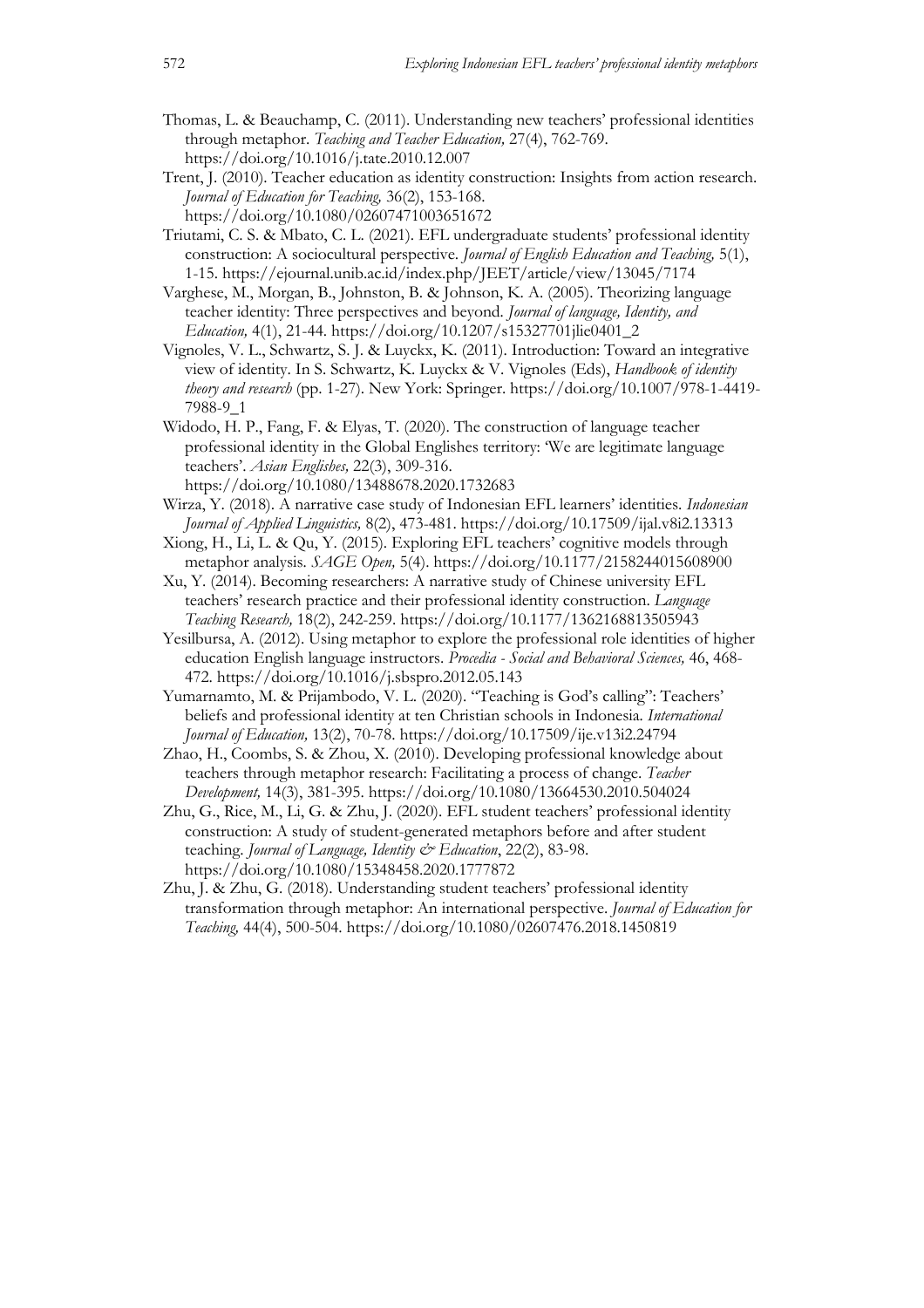Thomas, L. & Beauchamp, C. (2011). Understanding new teachers' professional identities through metaphor. *Teaching and Teacher Education,* 27(4), 762-769. https://doi.org/10.1016/j.tate.2010.12.007

Trent, J. (2010). Teacher education as identity construction: Insights from action research. *Journal of Education for Teaching,* 36(2), 153-168. https://doi.org/10.1080/02607471003651672

Triutami, C. S. & Mbato, C. L. (2021). EFL undergraduate students' professional identity construction: A sociocultural perspective. *Journal of English Education and Teaching,* 5(1), 1-15. https://ejournal.unib.ac.id/index.php/JEET/article/view/13045/7174

Varghese, M., Morgan, B., Johnston, B. & Johnson, K. A. (2005). Theorizing language teacher identity: Three perspectives and beyond. *Journal of language, Identity, and Education,* 4(1), 21-44. https://doi.org/10.1207/s15327701jlie0401_2

Vignoles, V. L., Schwartz, S. J. & Luyckx, K. (2011). Introduction: Toward an integrative view of identity. In S. Schwartz, K. Luyckx & V. Vignoles (Eds), *Handbook of identity theory and research* (pp. 1-27). New York: Springer. https://doi.org/10.1007/978-1-4419-7988-9_1

Widodo, H. P., Fang, F. & Elyas, T. (2020). The construction of language teacher professional identity in the Global Englishes territory: 'We are legitimate language teachers'. *Asian Englishes,* 22(3), 309-316. https://doi.org/10.1080/13488678.2020.1732683

Wirza, Y. (2018). A narrative case study of Indonesian EFL learners' identities. *Indonesian Journal of Applied Linguistics,* 8(2), 473-481. https://doi.org/10.17509/ijal.v8i2.13313

Xiong, H., Li, L. & Qu, Y. (2015). Exploring EFL teachers' cognitive models through metaphor analysis. *SAGE Open,* 5(4). https://doi.org/10.1177/2158244015608900

Xu, Y. (2014). Becoming researchers: A narrative study of Chinese university EFL teachers' research practice and their professional identity construction. *Language Teaching Research,* 18(2), 242-259. https://doi.org/10.1177/1362168813505943

Yesilbursa, A. (2012). Using metaphor to explore the professional role identities of higher education English language instructors. *Procedia - Social and Behavioral Sciences,* 46, 468-472. https://doi.org/10.1016/j.sbspro.2012.05.143

Yumarnamto, M. & Prijambodo, V. L. (2020). "Teaching is God's calling": Teachers' beliefs and professional identity at ten Christian schools in Indonesia. *International Journal of Education,* 13(2), 70-78. https://doi.org/10.17509/ije.v13i2.24794

Zhao, H., Coombs, S. & Zhou, X. (2010). Developing professional knowledge about teachers through metaphor research: Facilitating a process of change. *Teacher Development,* 14(3), 381-395. https://doi.org/10.1080/13664530.2010.504024

Zhu, G., Rice, M., Li, G. & Zhu, J. (2020). EFL student teachers' professional identity construction: A study of student-generated metaphors before and after student teaching. *Journal of Language, Identity & Education*, 22(2), 83-98. https://doi.org/10.1080/15348458.2020.1777872

Zhu, J. & Zhu, G. (2018). Understanding student teachers' professional identity transformation through metaphor: An international perspective. *Journal of Education for Teaching,* 44(4), 500-504. https://doi.org/10.1080/02607476.2018.1450819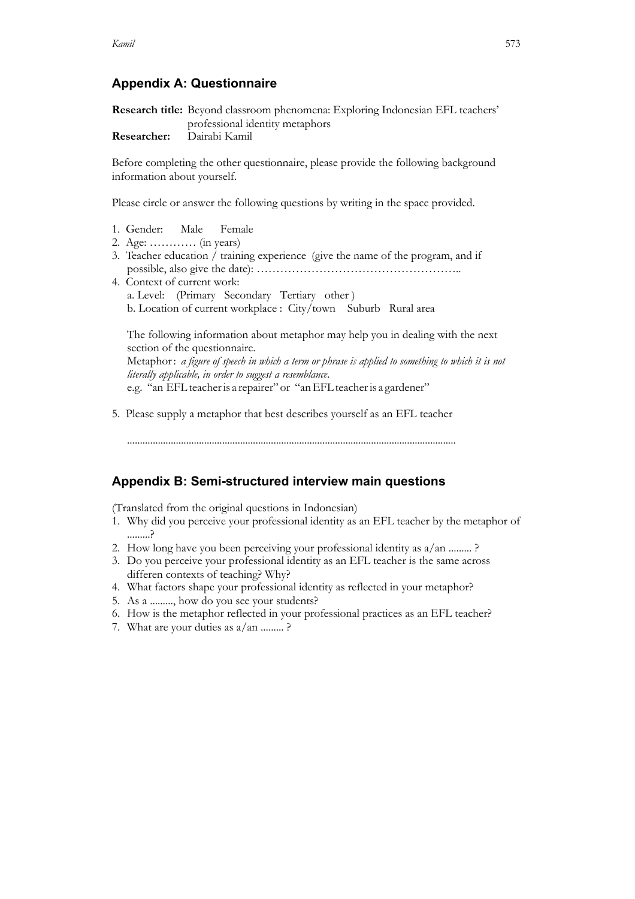## Appendix A: Questionnaire

**Research title:** Beyond classroom phenomena: Exploring Indonesian EFL teachers' professional identity metaphors
**Researcher:** Dairabi Kamil

Before completing the other questionnaire, please provide the following background information about yourself.

Please circle or answer the following questions by writing in the space provided.

1. Gender: Male Female
2. Age: ………… (in years)
3. Teacher education / training experience (give the name of the program, and if possible, also give the date): ……………………………………………..
4. Context of current work:
   a. Level: (Primary Secondary Tertiary other )
   b. Location of current workplace : City/town Suburb Rural area

   The following information about metaphor may help you in dealing with the next section of the questionnaire.
   Metaphor : *a figure of speech in which a term or phrase is applied to something to which it is not literally applicable, in order to suggest a resemblance.*
   e.g. "an EFL teacher is a repairer" or "an EFL teacher is a gardener"

5. Please supply a metaphor that best describes yourself as an EFL teacher

   ..............................................................................................................................

## Appendix B: Semi-structured interview main questions

(Translated from the original questions in Indonesian)

1. Why did you perceive your professional identity as an EFL teacher by the metaphor of .........?
2. How long have you been perceiving your professional identity as a/an ......... ?
3. Do you perceive your professional identity as an EFL teacher is the same across differen contexts of teaching? Why?
4. What factors shape your professional identity as reflected in your metaphor?
5. As a ........., how do you see your students?
6. How is the metaphor reflected in your professional practices as an EFL teacher?
7. What are your duties as a/an ......... ?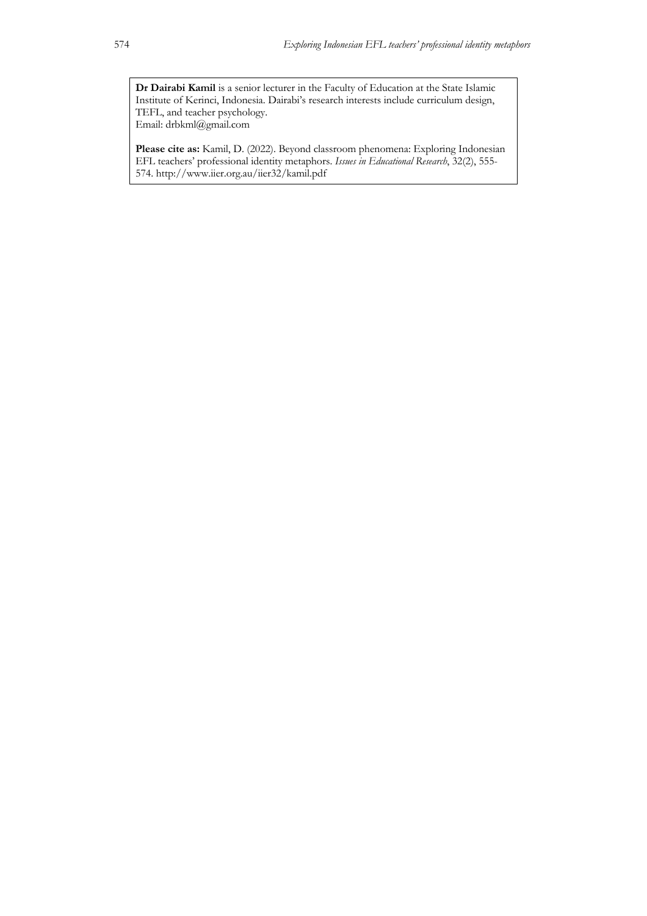**Dr Dairabi Kamil** is a senior lecturer in the Faculty of Education at the State Islamic Institute of Kerinci, Indonesia. Dairabi's research interests include curriculum design, TEFL, and teacher psychology.
Email: drbkml@gmail.com

**Please cite as:** Kamil, D. (2022). Beyond classroom phenomena: Exploring Indonesian EFL teachers' professional identity metaphors. *Issues in Educational Research*, 32(2), 555-574. http://www.iier.org.au/iier32/kamil.pdf